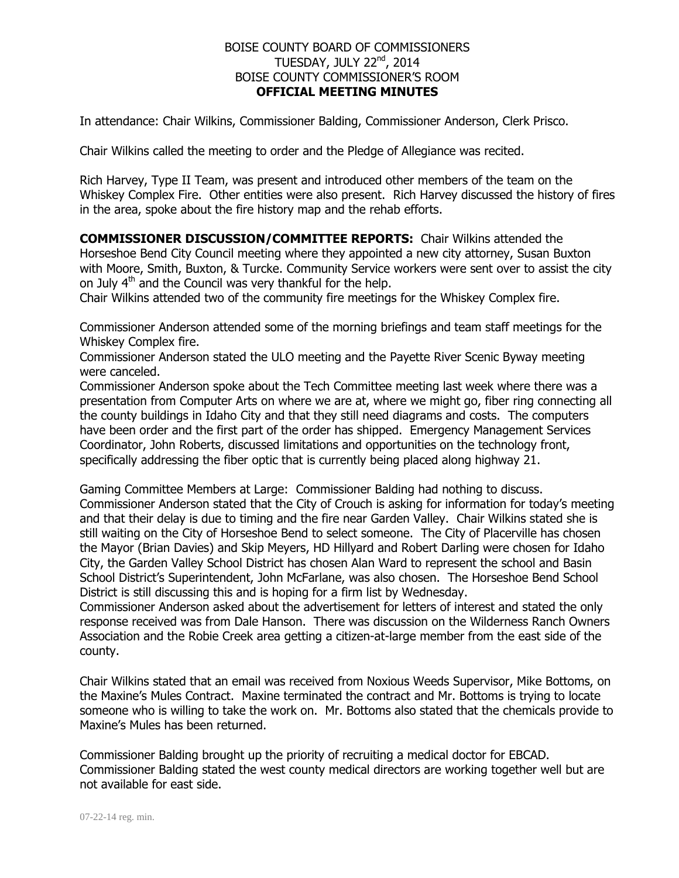BOISE COUNTY BOARD OF COMMISSIONERS
TUESDAY, JULY 22nd, 2014
BOISE COUNTY COMMISSIONER'S ROOM
**OFFICIAL MEETING MINUTES**

In attendance: Chair Wilkins, Commissioner Balding, Commissioner Anderson, Clerk Prisco.

Chair Wilkins called the meeting to order and the Pledge of Allegiance was recited.

Rich Harvey, Type II Team, was present and introduced other members of the team on the Whiskey Complex Fire. Other entities were also present. Rich Harvey discussed the history of fires in the area, spoke about the fire history map and the rehab efforts.

**COMMISSIONER DISCUSSION/COMMITTEE REPORTS:** Chair Wilkins attended the Horseshoe Bend City Council meeting where they appointed a new city attorney, Susan Buxton with Moore, Smith, Buxton, & Turcke. Community Service workers were sent over to assist the city on July 4th and the Council was very thankful for the help.
Chair Wilkins attended two of the community fire meetings for the Whiskey Complex fire.

Commissioner Anderson attended some of the morning briefings and team staff meetings for the Whiskey Complex fire.
Commissioner Anderson stated the ULO meeting and the Payette River Scenic Byway meeting were canceled.
Commissioner Anderson spoke about the Tech Committee meeting last week where there was a presentation from Computer Arts on where we are at, where we might go, fiber ring connecting all the county buildings in Idaho City and that they still need diagrams and costs. The computers have been order and the first part of the order has shipped. Emergency Management Services Coordinator, John Roberts, discussed limitations and opportunities on the technology front, specifically addressing the fiber optic that is currently being placed along highway 21.

Gaming Committee Members at Large: Commissioner Balding had nothing to discuss. Commissioner Anderson stated that the City of Crouch is asking for information for today's meeting and that their delay is due to timing and the fire near Garden Valley. Chair Wilkins stated she is still waiting on the City of Horseshoe Bend to select someone. The City of Placerville has chosen the Mayor (Brian Davies) and Skip Meyers, HD Hillyard and Robert Darling were chosen for Idaho City, the Garden Valley School District has chosen Alan Ward to represent the school and Basin School District's Superintendent, John McFarlane, was also chosen. The Horseshoe Bend School District is still discussing this and is hoping for a firm list by Wednesday.
Commissioner Anderson asked about the advertisement for letters of interest and stated the only response received was from Dale Hanson. There was discussion on the Wilderness Ranch Owners Association and the Robie Creek area getting a citizen-at-large member from the east side of the county.

Chair Wilkins stated that an email was received from Noxious Weeds Supervisor, Mike Bottoms, on the Maxine's Mules Contract. Maxine terminated the contract and Mr. Bottoms is trying to locate someone who is willing to take the work on. Mr. Bottoms also stated that the chemicals provide to Maxine's Mules has been returned.

Commissioner Balding brought up the priority of recruiting a medical doctor for EBCAD. Commissioner Balding stated the west county medical directors are working together well but are not available for east side.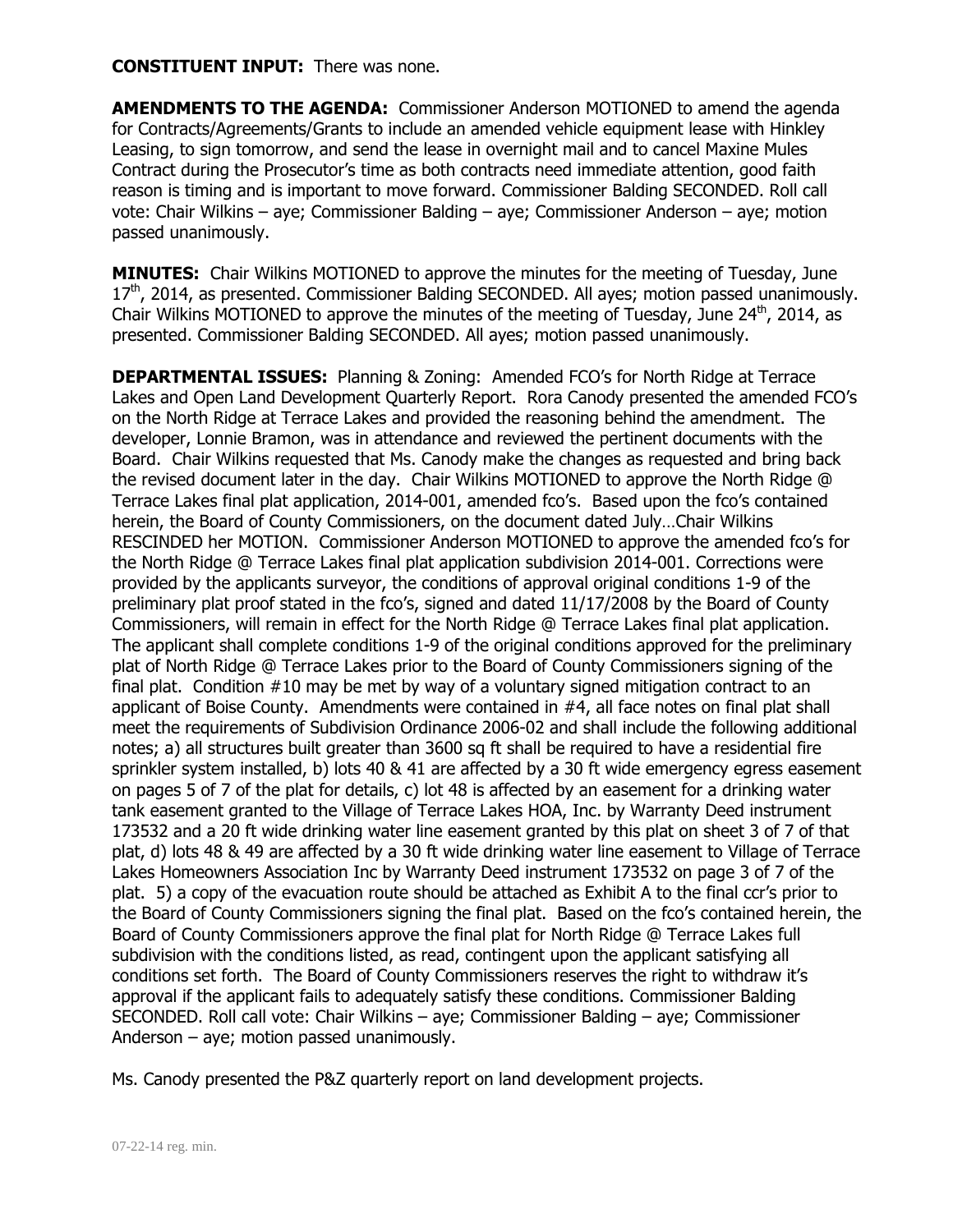**CONSTITUENT INPUT:** There was none.

**AMENDMENTS TO THE AGENDA:** Commissioner Anderson MOTIONED to amend the agenda for Contracts/Agreements/Grants to include an amended vehicle equipment lease with Hinkley Leasing, to sign tomorrow, and send the lease in overnight mail and to cancel Maxine Mules Contract during the Prosecutor's time as both contracts need immediate attention, good faith reason is timing and is important to move forward. Commissioner Balding SECONDED. Roll call vote: Chair Wilkins – aye; Commissioner Balding – aye; Commissioner Anderson – aye; motion passed unanimously.

**MINUTES:** Chair Wilkins MOTIONED to approve the minutes for the meeting of Tuesday, June 17th, 2014, as presented. Commissioner Balding SECONDED. All ayes; motion passed unanimously. Chair Wilkins MOTIONED to approve the minutes of the meeting of Tuesday, June 24th, 2014, as presented. Commissioner Balding SECONDED. All ayes; motion passed unanimously.

**DEPARTMENTAL ISSUES:** Planning & Zoning: Amended FCO's for North Ridge at Terrace Lakes and Open Land Development Quarterly Report. Rora Canody presented the amended FCO's on the North Ridge at Terrace Lakes and provided the reasoning behind the amendment. The developer, Lonnie Bramon, was in attendance and reviewed the pertinent documents with the Board. Chair Wilkins requested that Ms. Canody make the changes as requested and bring back the revised document later in the day. Chair Wilkins MOTIONED to approve the North Ridge @ Terrace Lakes final plat application, 2014-001, amended fco's. Based upon the fco's contained herein, the Board of County Commissioners, on the document dated July…Chair Wilkins RESCINDED her MOTION. Commissioner Anderson MOTIONED to approve the amended fco's for the North Ridge @ Terrace Lakes final plat application subdivision 2014-001. Corrections were provided by the applicants surveyor, the conditions of approval original conditions 1-9 of the preliminary plat proof stated in the fco's, signed and dated 11/17/2008 by the Board of County Commissioners, will remain in effect for the North Ridge @ Terrace Lakes final plat application. The applicant shall complete conditions 1-9 of the original conditions approved for the preliminary plat of North Ridge @ Terrace Lakes prior to the Board of County Commissioners signing of the final plat. Condition #10 may be met by way of a voluntary signed mitigation contract to an applicant of Boise County. Amendments were contained in #4, all face notes on final plat shall meet the requirements of Subdivision Ordinance 2006-02 and shall include the following additional notes; a) all structures built greater than 3600 sq ft shall be required to have a residential fire sprinkler system installed, b) lots 40 & 41 are affected by a 30 ft wide emergency egress easement on pages 5 of 7 of the plat for details, c) lot 48 is affected by an easement for a drinking water tank easement granted to the Village of Terrace Lakes HOA, Inc. by Warranty Deed instrument 173532 and a 20 ft wide drinking water line easement granted by this plat on sheet 3 of 7 of that plat, d) lots 48 & 49 are affected by a 30 ft wide drinking water line easement to Village of Terrace Lakes Homeowners Association Inc by Warranty Deed instrument 173532 on page 3 of 7 of the plat. 5) a copy of the evacuation route should be attached as Exhibit A to the final ccr's prior to the Board of County Commissioners signing the final plat. Based on the fco's contained herein, the Board of County Commissioners approve the final plat for North Ridge @ Terrace Lakes full subdivision with the conditions listed, as read, contingent upon the applicant satisfying all conditions set forth. The Board of County Commissioners reserves the right to withdraw it's approval if the applicant fails to adequately satisfy these conditions. Commissioner Balding SECONDED. Roll call vote: Chair Wilkins – aye; Commissioner Balding – aye; Commissioner Anderson – aye; motion passed unanimously.

Ms. Canody presented the P&Z quarterly report on land development projects.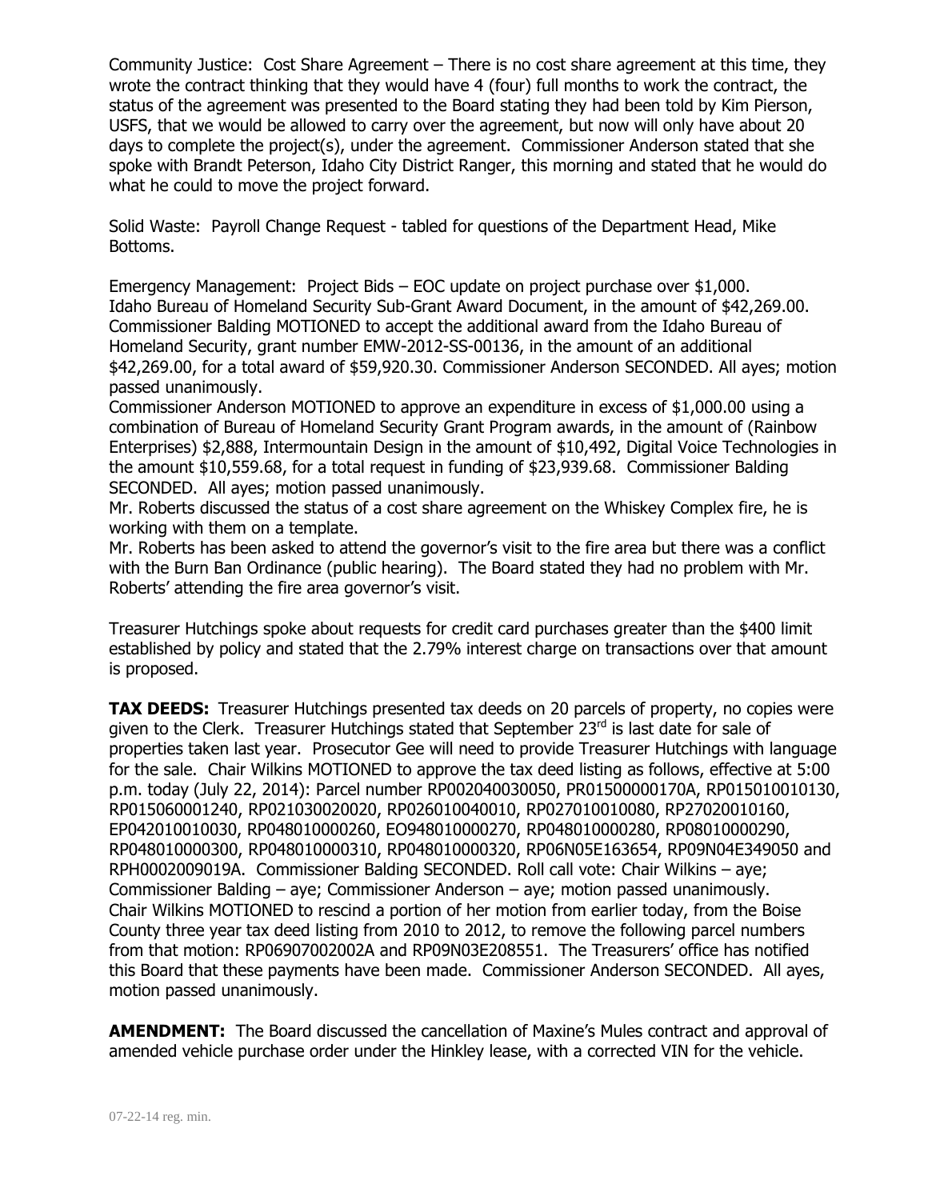Community Justice: Cost Share Agreement – There is no cost share agreement at this time, they wrote the contract thinking that they would have 4 (four) full months to work the contract, the status of the agreement was presented to the Board stating they had been told by Kim Pierson, USFS, that we would be allowed to carry over the agreement, but now will only have about 20 days to complete the project(s), under the agreement. Commissioner Anderson stated that she spoke with Brandt Peterson, Idaho City District Ranger, this morning and stated that he would do what he could to move the project forward.

Solid Waste: Payroll Change Request - tabled for questions of the Department Head, Mike Bottoms.

Emergency Management: Project Bids – EOC update on project purchase over $1,000.
Idaho Bureau of Homeland Security Sub-Grant Award Document, in the amount of $42,269.00.
Commissioner Balding MOTIONED to accept the additional award from the Idaho Bureau of Homeland Security, grant number EMW-2012-SS-00136, in the amount of an additional $42,269.00, for a total award of $59,920.30. Commissioner Anderson SECONDED. All ayes; motion passed unanimously.
Commissioner Anderson MOTIONED to approve an expenditure in excess of $1,000.00 using a combination of Bureau of Homeland Security Grant Program awards, in the amount of (Rainbow Enterprises) $2,888, Intermountain Design in the amount of $10,492, Digital Voice Technologies in the amount $10,559.68, for a total request in funding of $23,939.68. Commissioner Balding SECONDED. All ayes; motion passed unanimously.
Mr. Roberts discussed the status of a cost share agreement on the Whiskey Complex fire, he is working with them on a template.
Mr. Roberts has been asked to attend the governor's visit to the fire area but there was a conflict with the Burn Ban Ordinance (public hearing). The Board stated they had no problem with Mr. Roberts' attending the fire area governor's visit.

Treasurer Hutchings spoke about requests for credit card purchases greater than the $400 limit established by policy and stated that the 2.79% interest charge on transactions over that amount is proposed.

**TAX DEEDS:** Treasurer Hutchings presented tax deeds on 20 parcels of property, no copies were given to the Clerk. Treasurer Hutchings stated that September 23rd is last date for sale of properties taken last year. Prosecutor Gee will need to provide Treasurer Hutchings with language for the sale. Chair Wilkins MOTIONED to approve the tax deed listing as follows, effective at 5:00 p.m. today (July 22, 2014): Parcel number RP002040030050, PR01500000170A, RP015010010130, RP015060001240, RP021030020020, RP026010040010, RP027010010080, RP27020010160, EP042010010030, RP048010000260, EO948010000270, RP048010000280, RP08010000290, RP048010000300, RP048010000310, RP048010000320, RP06N05E163654, RP09N04E349050 and RPH0002009019A. Commissioner Balding SECONDED. Roll call vote: Chair Wilkins – aye; Commissioner Balding – aye; Commissioner Anderson – aye; motion passed unanimously.
Chair Wilkins MOTIONED to rescind a portion of her motion from earlier today, from the Boise County three year tax deed listing from 2010 to 2012, to remove the following parcel numbers from that motion: RP06907002002A and RP09N03E208551. The Treasurers' office has notified this Board that these payments have been made. Commissioner Anderson SECONDED. All ayes, motion passed unanimously.

**AMENDMENT:** The Board discussed the cancellation of Maxine's Mules contract and approval of amended vehicle purchase order under the Hinkley lease, with a corrected VIN for the vehicle.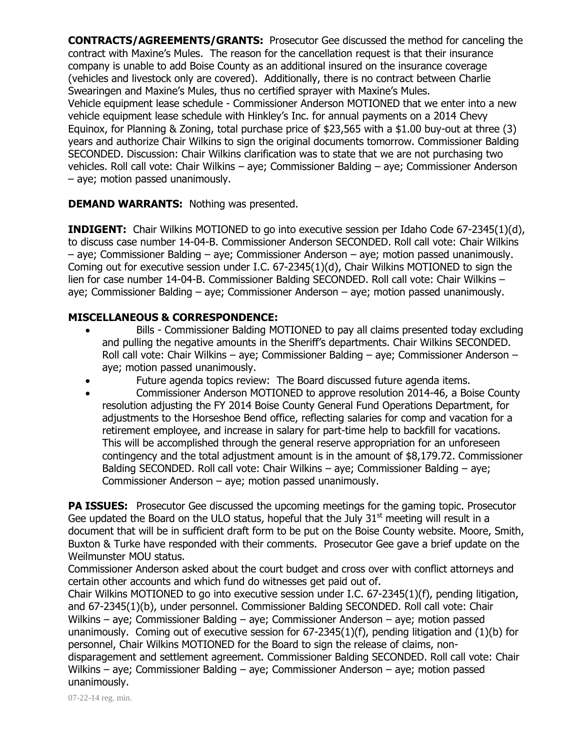**CONTRACTS/AGREEMENTS/GRANTS:** Prosecutor Gee discussed the method for canceling the contract with Maxine's Mules. The reason for the cancellation request is that their insurance company is unable to add Boise County as an additional insured on the insurance coverage (vehicles and livestock only are covered). Additionally, there is no contract between Charlie Swearingen and Maxine's Mules, thus no certified sprayer with Maxine's Mules.
Vehicle equipment lease schedule - Commissioner Anderson MOTIONED that we enter into a new vehicle equipment lease schedule with Hinkley's Inc. for annual payments on a 2014 Chevy Equinox, for Planning & Zoning, total purchase price of $23,565 with a $1.00 buy-out at three (3) years and authorize Chair Wilkins to sign the original documents tomorrow. Commissioner Balding SECONDED. Discussion: Chair Wilkins clarification was to state that we are not purchasing two vehicles. Roll call vote: Chair Wilkins – aye; Commissioner Balding – aye; Commissioner Anderson – aye; motion passed unanimously.

**DEMAND WARRANTS:** Nothing was presented.

**INDIGENT:** Chair Wilkins MOTIONED to go into executive session per Idaho Code 67-2345(1)(d), to discuss case number 14-04-B. Commissioner Anderson SECONDED. Roll call vote: Chair Wilkins – aye; Commissioner Balding – aye; Commissioner Anderson – aye; motion passed unanimously. Coming out for executive session under I.C. 67-2345(1)(d), Chair Wilkins MOTIONED to sign the lien for case number 14-04-B. Commissioner Balding SECONDED. Roll call vote: Chair Wilkins – aye; Commissioner Balding – aye; Commissioner Anderson – aye; motion passed unanimously.

**MISCELLANEOUS & CORRESPONDENCE:**

- Bills - Commissioner Balding MOTIONED to pay all claims presented today excluding and pulling the negative amounts in the Sheriff's departments. Chair Wilkins SECONDED. Roll call vote: Chair Wilkins – aye; Commissioner Balding – aye; Commissioner Anderson – aye; motion passed unanimously.
- Future agenda topics review: The Board discussed future agenda items.
- Commissioner Anderson MOTIONED to approve resolution 2014-46, a Boise County resolution adjusting the FY 2014 Boise County General Fund Operations Department, for adjustments to the Horseshoe Bend office, reflecting salaries for comp and vacation for a retirement employee, and increase in salary for part-time help to backfill for vacations. This will be accomplished through the general reserve appropriation for an unforeseen contingency and the total adjustment amount is in the amount of $8,179.72. Commissioner Balding SECONDED. Roll call vote: Chair Wilkins – aye; Commissioner Balding – aye; Commissioner Anderson – aye; motion passed unanimously.

**PA ISSUES:** Prosecutor Gee discussed the upcoming meetings for the gaming topic. Prosecutor Gee updated the Board on the ULO status, hopeful that the July 31st meeting will result in a document that will be in sufficient draft form to be put on the Boise County website. Moore, Smith, Buxton & Turke have responded with their comments. Prosecutor Gee gave a brief update on the Weilmunster MOU status.
Commissioner Anderson asked about the court budget and cross over with conflict attorneys and certain other accounts and which fund do witnesses get paid out of.
Chair Wilkins MOTIONED to go into executive session under I.C. 67-2345(1)(f), pending litigation, and 67-2345(1)(b), under personnel. Commissioner Balding SECONDED. Roll call vote: Chair Wilkins – aye; Commissioner Balding – aye; Commissioner Anderson – aye; motion passed unanimously. Coming out of executive session for 67-2345(1)(f), pending litigation and (1)(b) for personnel, Chair Wilkins MOTIONED for the Board to sign the release of claims, non-disparagement and settlement agreement. Commissioner Balding SECONDED. Roll call vote: Chair Wilkins – aye; Commissioner Balding – aye; Commissioner Anderson – aye; motion passed unanimously.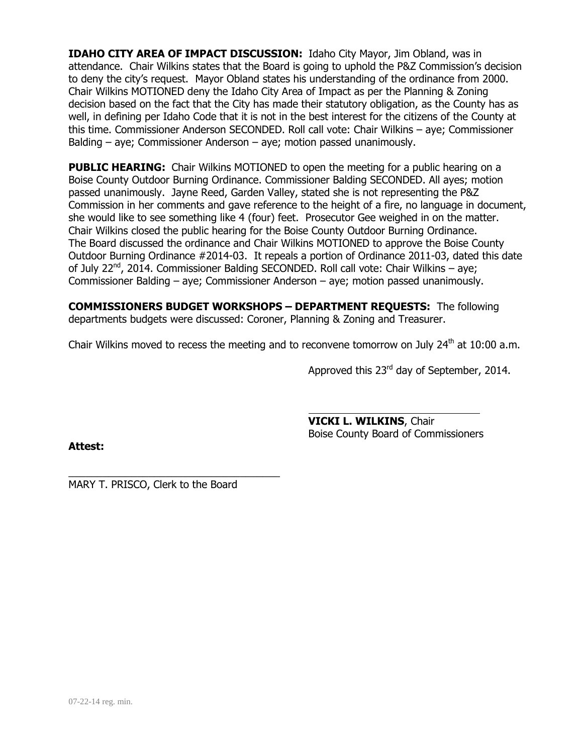**IDAHO CITY AREA OF IMPACT DISCUSSION:** Idaho City Mayor, Jim Obland, was in attendance. Chair Wilkins states that the Board is going to uphold the P&Z Commission's decision to deny the city's request. Mayor Obland states his understanding of the ordinance from 2000. Chair Wilkins MOTIONED deny the Idaho City Area of Impact as per the Planning & Zoning decision based on the fact that the City has made their statutory obligation, as the County has as well, in defining per Idaho Code that it is not in the best interest for the citizens of the County at this time. Commissioner Anderson SECONDED. Roll call vote: Chair Wilkins – aye; Commissioner Balding – aye; Commissioner Anderson – aye; motion passed unanimously.

**PUBLIC HEARING:** Chair Wilkins MOTIONED to open the meeting for a public hearing on a Boise County Outdoor Burning Ordinance. Commissioner Balding SECONDED. All ayes; motion passed unanimously. Jayne Reed, Garden Valley, stated she is not representing the P&Z Commission in her comments and gave reference to the height of a fire, no language in document, she would like to see something like 4 (four) feet. Prosecutor Gee weighed in on the matter. Chair Wilkins closed the public hearing for the Boise County Outdoor Burning Ordinance. The Board discussed the ordinance and Chair Wilkins MOTIONED to approve the Boise County Outdoor Burning Ordinance #2014-03. It repeals a portion of Ordinance 2011-03, dated this date of July 22nd, 2014. Commissioner Balding SECONDED. Roll call vote: Chair Wilkins – aye; Commissioner Balding – aye; Commissioner Anderson – aye; motion passed unanimously.

**COMMISSIONERS BUDGET WORKSHOPS – DEPARTMENT REQUESTS:** The following departments budgets were discussed: Coroner, Planning & Zoning and Treasurer.

Chair Wilkins moved to recess the meeting and to reconvene tomorrow on July 24th at 10:00 a.m.

Approved this 23rd day of September, 2014.

\_\_\_\_\_\_\_\_\_\_\_\_\_\_\_\_\_\_\_\_\_\_\_\_\_\_\_\_\_\_\_\_

**VICKI L. WILKINS**, Chair
Boise County Board of Commissioners

**Attest:**

\_\_\_\_\_\_\_\_\_\_\_\_\_\_\_\_\_\_\_\_\_\_\_\_\_\_\_\_\_\_\_\_\_\_\_\_\_\_

MARY T. PRISCO, Clerk to the Board